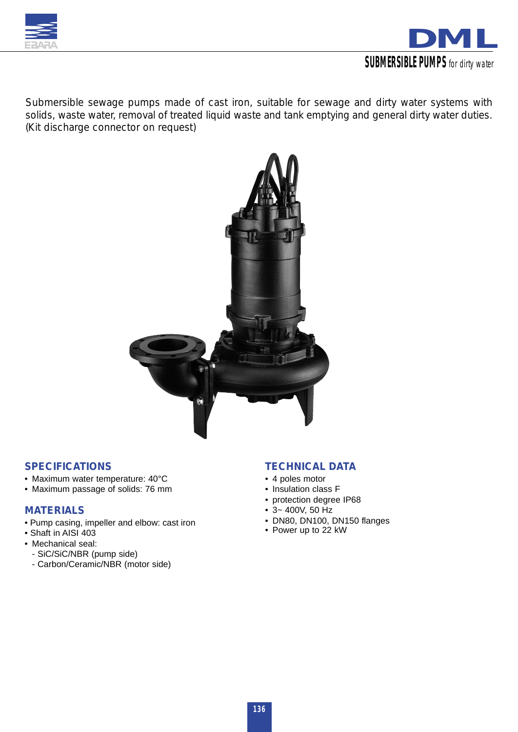# DML

## SUBMERSIBLE PUMPS *for dirty water*

Submersible sewage pumps made of cast iron, suitable for sewage and dirty water systems with solids, waste water, removal of treated liquid waste and tank emptying and general dirty water duties. (Kit discharge connector on request)

## SPECIFICATIONS

- Maximum water temperature: 40°C
- Maximum passage of solids: 76 mm

## MATERIALS

- Pump casing, impeller and elbow: cast iron
- Shaft in AISI 403
- Mechanical seal:
  - SiC/SiC/NBR (pump side)
  - Carbon/Ceramic/NBR (motor side)

## TECHNICAL DATA

- 4 poles motor
- Insulation class F
- protection degree IP68
- 3~ 400V, 50 Hz
- DN80, DN100, DN150 flanges
- Power up to 22 kW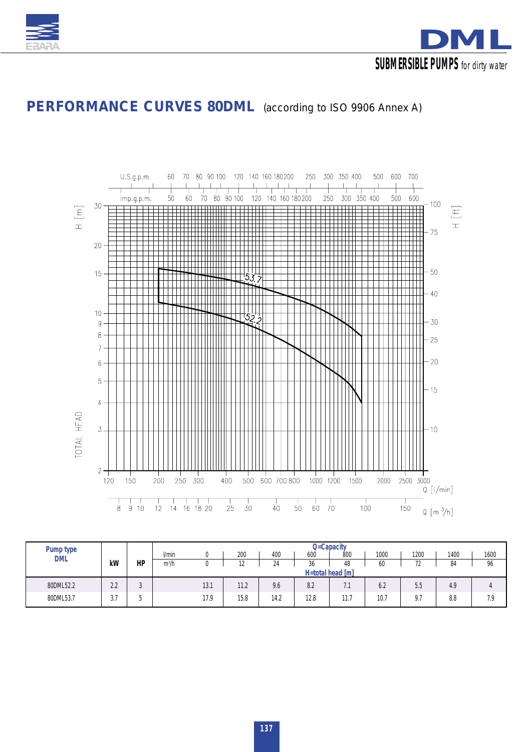**SUBMERSIBLE PUMPS** for dirty water

## PERFORMANCE CURVES 80DML (according to ISO 9906 Annex A)

| Pump type DML | kW | HP | Q=Capacity | | | | | | | | | |
|---|---|---|---|---|---|---|---|---|---|---|---|---|
| | | | l/min | 0 | 200 | 400 | 600 | 800 | 1000 | 1200 | 1400 | 1600 |
| | | | m³/h | 0 | 12 | 24 | 36 | 48 | 60 | 72 | 84 | 96 |
| | | | H=total head [m] | | | | | | | | | |
| 80DML52.2 | 2.2 | 3 | | 13.1 | 11.2 | 9.6 | 8.2 | 7.1 | 6.2 | 5.5 | 4.9 | 4 |
| 80DML53.7 | 3.7 | 5 | | 17.9 | 15.8 | 14.2 | 12.8 | 11.7 | 10.7 | 9.7 | 8.8 | 7.9 |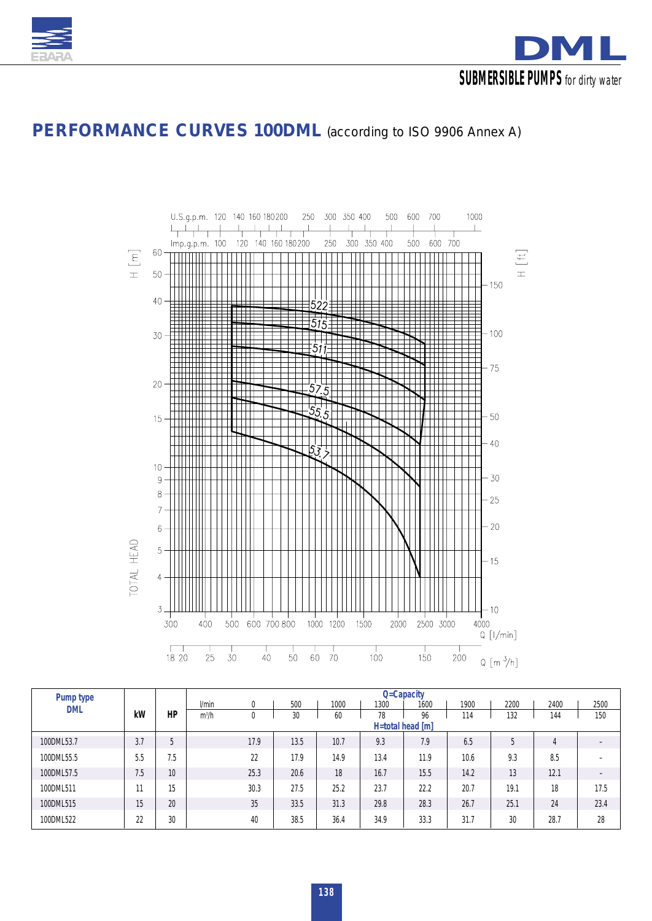# PERFORMANCE CURVES 100DML (according to ISO 9906 Annex A)

| Pump type DML | kW | HP | Q=Capacity l/min | 0 | 500 | 1000 | 1300 | 1600 | 1900 | 2200 | 2400 | 2500 |
|---|---|---|---|---|---|---|---|---|---|---|---|---|
| | | | m³/h | 0 | 30 | 60 | 78 | 96 | 114 | 132 | 144 | 150 |
| | | | H=total head [m] | | | | | | | | | |
| 100DML53.7 | 3.7 | 5 | | 17.9 | 13.5 | 10.7 | 9.3 | 7.9 | 6.5 | 5 | 4 | - |
| 100DML55.5 | 5.5 | 7.5 | | 22 | 17.9 | 14.9 | 13.4 | 11.9 | 10.6 | 9.3 | 8.5 | - |
| 100DML57.5 | 7.5 | 10 | | 25.3 | 20.6 | 18 | 16.7 | 15.5 | 14.2 | 13 | 12.1 | - |
| 100DML511 | 11 | 15 | | 30.3 | 27.5 | 25.2 | 23.7 | 22.2 | 20.7 | 19.1 | 18 | 17.5 |
| 100DML515 | 15 | 20 | | 35 | 33.5 | 31.3 | 29.8 | 28.3 | 26.7 | 25.1 | 24 | 23.4 |
| 100DML522 | 22 | 30 | | 40 | 38.5 | 36.4 | 34.9 | 33.3 | 31.7 | 30 | 28.7 | 28 |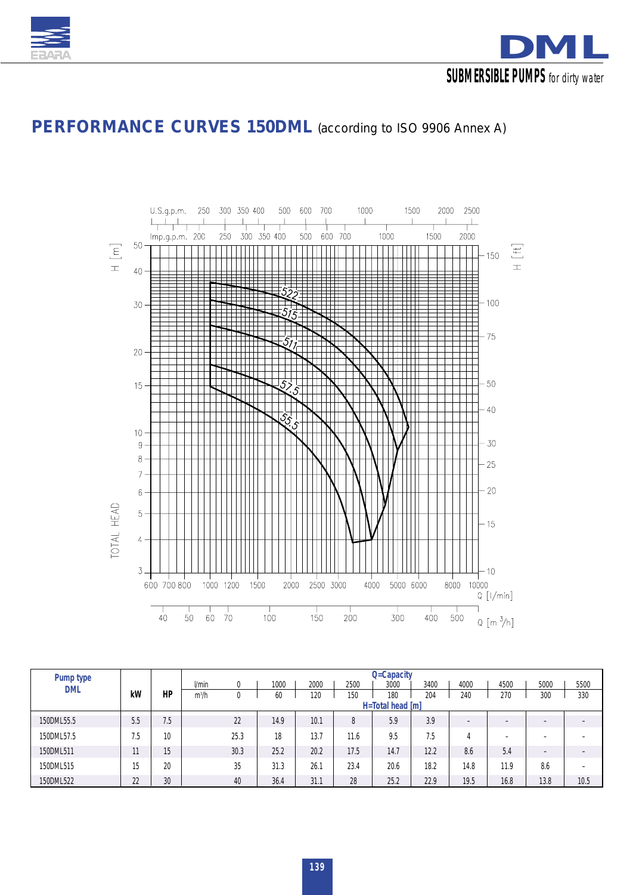# PERFORMANCE CURVES 150DML (according to ISO 9906 Annex A)

| Pump type DML | kW | HP | Q=Capacity l/min | 0 | 1000 | 2000 | 2500 | 3000 | 3400 | 4000 | 4500 | 5000 | 5500 |
|---|---|---|---|---|---|---|---|---|---|---|---|---|---|
| | | | m³/h | 0 | 60 | 120 | 150 | 180 | 204 | 240 | 270 | 300 | 330 |
| | | | H=Total head [m] | | | | | | | | | | |
| 150DML55.5 | 5.5 | 7.5 | | 22 | 14.9 | 10.1 | 8 | 5.9 | 3.9 | - | - | - | - |
| 150DML57.5 | 7.5 | 10 | | 25.3 | 18 | 13.7 | 11.6 | 9.5 | 7.5 | 4 | - | - | - |
| 150DML511 | 11 | 15 | | 30.3 | 25.2 | 20.2 | 17.5 | 14.7 | 12.2 | 8.6 | 5.4 | - | - |
| 150DML515 | 15 | 20 | | 35 | 31.3 | 26.1 | 23.4 | 20.6 | 18.2 | 14.8 | 11.9 | 8.6 | - |
| 150DML522 | 22 | 30 | | 40 | 36.4 | 31.1 | 28 | 25.2 | 22.9 | 19.5 | 16.8 | 13.8 | 10.5 |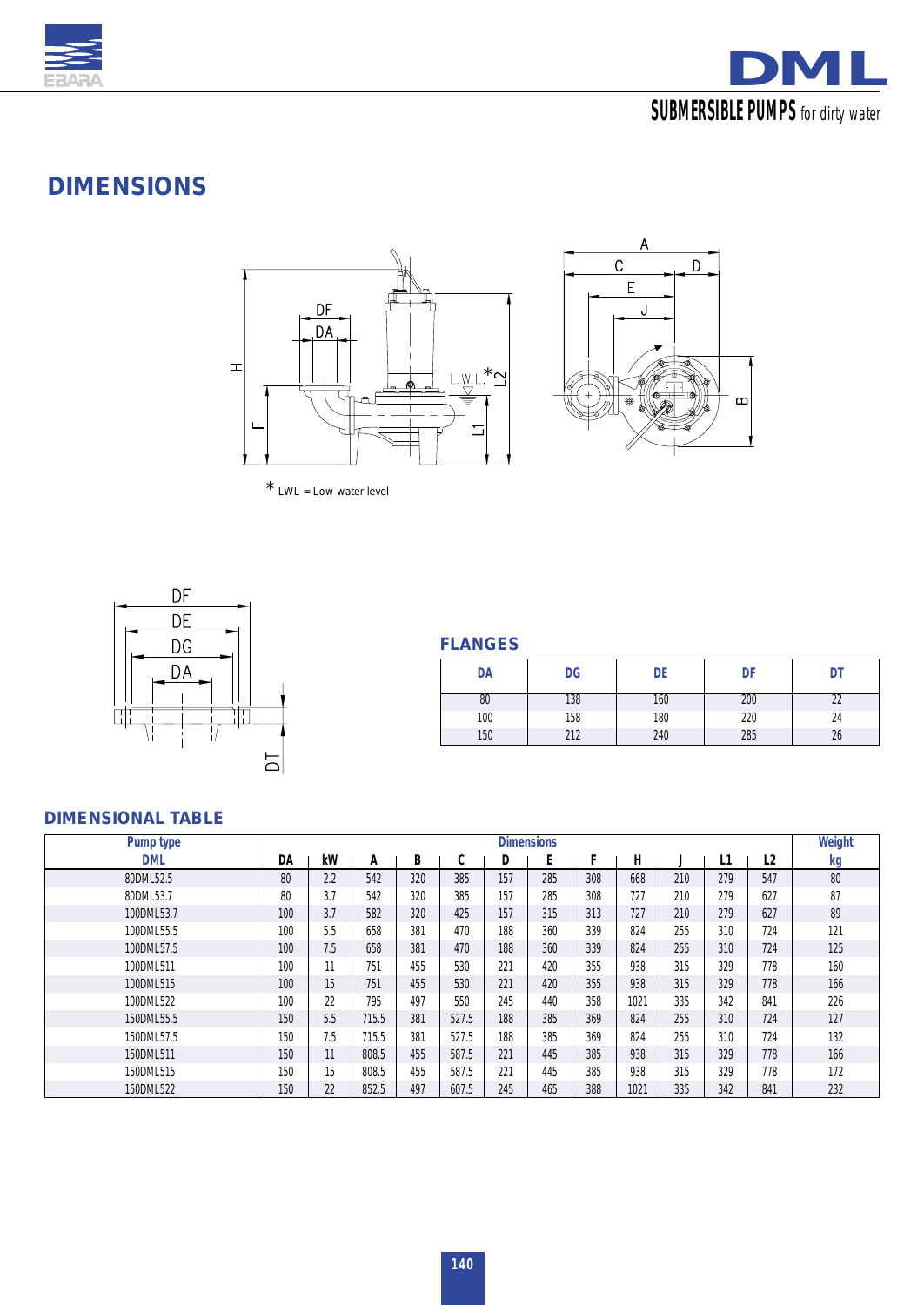# DML

**SUBMERSIBLE PUMPS** for dirty water

## DIMENSIONS

* LWL = Low water level

### FLANGES

| DA | DG | DE | DF | DT |
|---|---|---|---|---|
| 80 | 138 | 160 | 200 | 22 |
| 100 | 158 | 180 | 220 | 24 |
| 150 | 212 | 240 | 285 | 26 |

### DIMENSIONAL TABLE

| Pump type | Dimensions | | | | | | | | | | | | | Weight |
|---|---|---|---|---|---|---|---|---|---|---|---|---|---|---|
| DML | DA | kW | A | B | C | D | E | F | H | J | L1 | L2 | | kg |
| 80DML52.5 | 80 | 2.2 | 542 | 320 | 385 | 157 | 285 | 308 | 668 | 210 | 279 | 547 | | 80 |
| 80DML53.7 | 80 | 3.7 | 542 | 320 | 385 | 157 | 285 | 308 | 727 | 210 | 279 | 627 | | 87 |
| 100DML53.7 | 100 | 3.7 | 582 | 320 | 425 | 157 | 315 | 313 | 727 | 210 | 279 | 627 | | 89 |
| 100DML55.5 | 100 | 5.5 | 658 | 381 | 470 | 188 | 360 | 339 | 824 | 255 | 310 | 724 | | 121 |
| 100DML57.5 | 100 | 7.5 | 658 | 381 | 470 | 188 | 360 | 339 | 824 | 255 | 310 | 724 | | 125 |
| 100DML511 | 100 | 11 | 751 | 455 | 530 | 221 | 420 | 355 | 938 | 315 | 329 | 778 | | 160 |
| 100DML515 | 100 | 15 | 751 | 455 | 530 | 221 | 420 | 355 | 938 | 315 | 329 | 778 | | 166 |
| 100DML522 | 100 | 22 | 795 | 497 | 550 | 245 | 440 | 358 | 1021 | 335 | 342 | 841 | | 226 |
| 150DML55.5 | 150 | 5.5 | 715.5 | 381 | 527.5 | 188 | 385 | 369 | 824 | 255 | 310 | 724 | | 127 |
| 150DML57.5 | 150 | 7.5 | 715.5 | 381 | 527.5 | 188 | 385 | 369 | 824 | 255 | 310 | 724 | | 132 |
| 150DML511 | 150 | 11 | 808.5 | 455 | 587.5 | 221 | 445 | 385 | 938 | 315 | 329 | 778 | | 166 |
| 150DML515 | 150 | 15 | 808.5 | 455 | 587.5 | 221 | 445 | 385 | 938 | 315 | 329 | 778 | | 172 |
| 150DML522 | 150 | 22 | 852.5 | 497 | 607.5 | 245 | 465 | 388 | 1021 | 335 | 342 | 841 | | 232 |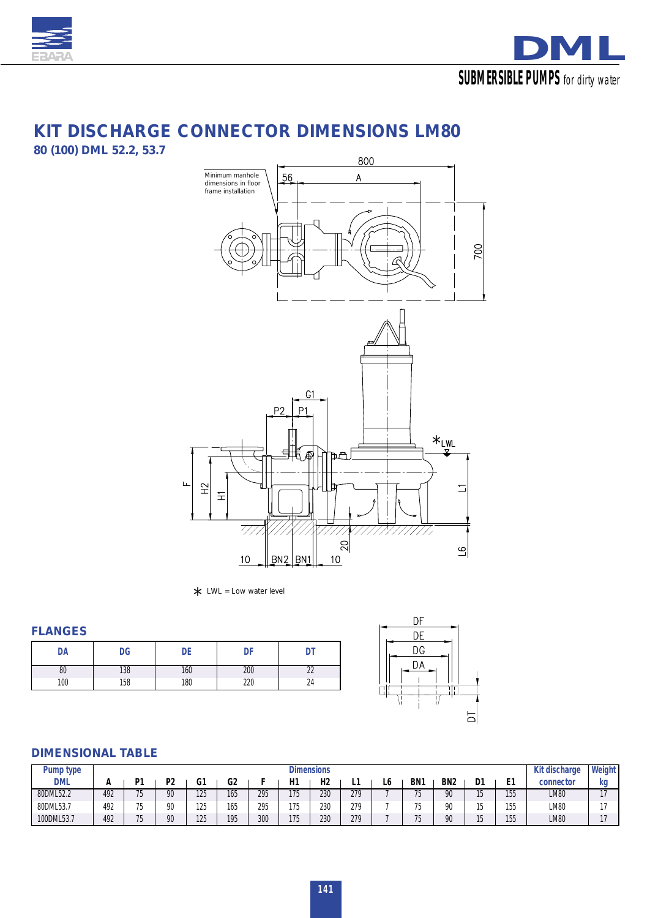## KIT DISCHARGE CONNECTOR DIMENSIONS LM80

### 80 (100) DML 52.2, 53.7

Minimum manhole dimensions in floor frame installation

* LWL = Low water level

### FLANGES

| DA | DG | DE | DF | DT |
|---|---|---|---|---|
| 80 | 138 | 160 | 200 | 22 |
| 100 | 158 | 180 | 220 | 24 |

### DIMENSIONAL TABLE

| Pump type | Dimensions | | | | | | | | | | | | | | Kit discharge | Weight |
|---|---|---|---|---|---|---|---|---|---|---|---|---|---|---|---|---|
| DML | A | P1 | P2 | G1 | G2 | F | H1 | H2 | L1 | L6 | BN1 | BN2 | D1 | E1 | connector | kg |
| 80DML52.2 | 492 | 75 | 90 | 125 | 165 | 295 | 175 | 230 | 279 | 7 | 75 | 90 | 15 | 155 | LM80 | 17 |
| 80DML53.7 | 492 | 75 | 90 | 125 | 165 | 295 | 175 | 230 | 279 | 7 | 75 | 90 | 15 | 155 | LM80 | 17 |
| 100DML53.7 | 492 | 75 | 90 | 125 | 195 | 300 | 175 | 230 | 279 | 7 | 75 | 90 | 15 | 155 | LM80 | 17 |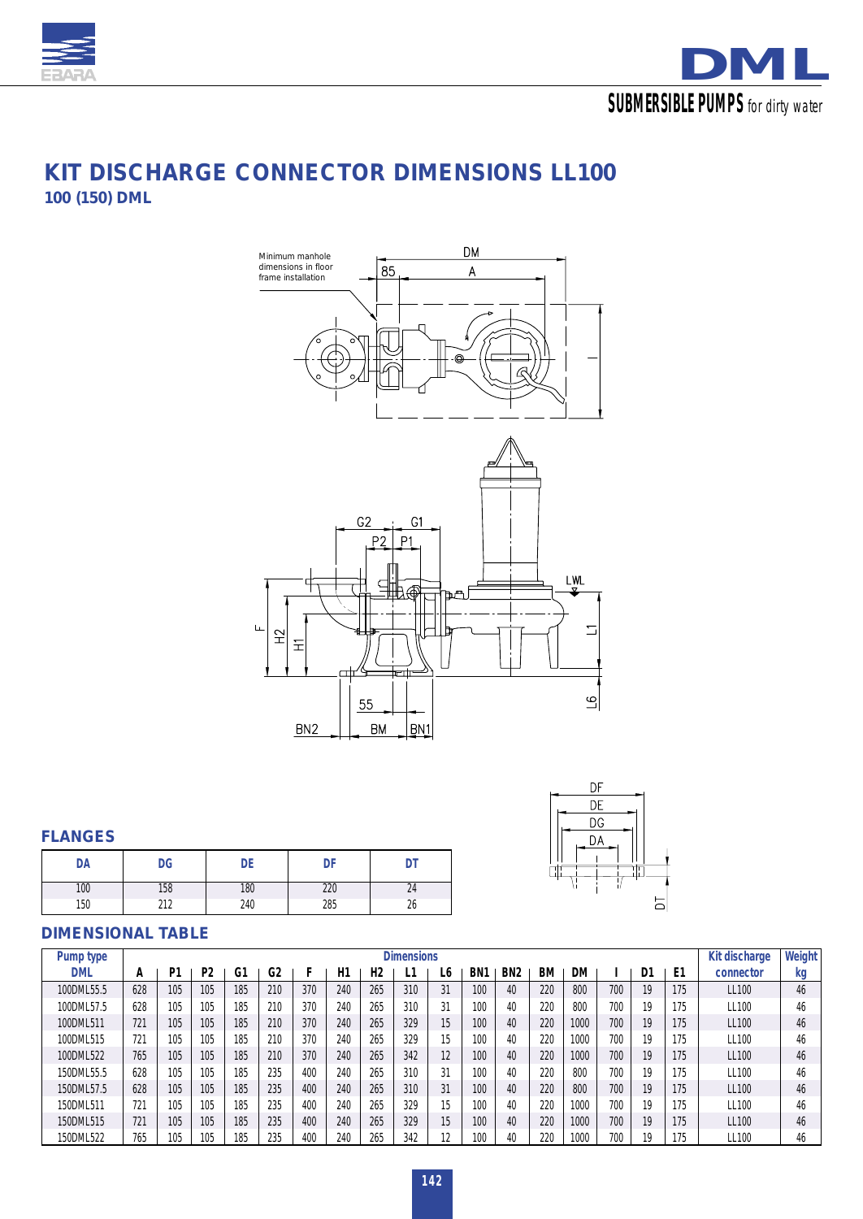# KIT DISCHARGE CONNECTOR DIMENSIONS LL100

## 100 (150) DML

Minimum manhole dimensions in floor frame installation

DM
85
A
I

G2
G1
P2
P1
LWL
F
H2
H1
L1
L6
55
BN2
BM
BN1

DF
DE
DG
DA
DT

### FLANGES

| DA | DG | DE | DF | DT |
|---|---|---|---|---|
| 100 | 158 | 180 | 220 | 24 |
| 150 | 212 | 240 | 285 | 26 |

### DIMENSIONAL TABLE

| Pump type | Dimensions | | | | | | | | | | | | | | | | | Kit discharge | Weight |
|---|---|---|---|---|---|---|---|---|---|---|---|---|---|---|---|---|---|---|---|
| DML | A | P1 | P2 | G1 | G2 | F | H1 | H2 | L1 | L6 | BN1 | BN2 | BM | DM | I | D1 | E1 | connector | kg |
| 100DML55.5 | 628 | 105 | 105 | 185 | 210 | 370 | 240 | 265 | 310 | 31 | 100 | 40 | 220 | 800 | 700 | 19 | 175 | LL100 | 46 |
| 100DML57.5 | 628 | 105 | 105 | 185 | 210 | 370 | 240 | 265 | 310 | 31 | 100 | 40 | 220 | 800 | 700 | 19 | 175 | LL100 | 46 |
| 100DML511 | 721 | 105 | 105 | 185 | 210 | 370 | 240 | 265 | 329 | 15 | 100 | 40 | 220 | 1000 | 700 | 19 | 175 | LL100 | 46 |
| 100DML515 | 721 | 105 | 105 | 185 | 210 | 370 | 240 | 265 | 329 | 15 | 100 | 40 | 220 | 1000 | 700 | 19 | 175 | LL100 | 46 |
| 100DML522 | 765 | 105 | 105 | 185 | 210 | 370 | 240 | 265 | 342 | 12 | 100 | 40 | 220 | 1000 | 700 | 19 | 175 | LL100 | 46 |
| 150DML55.5 | 628 | 105 | 105 | 185 | 235 | 400 | 240 | 265 | 310 | 31 | 100 | 40 | 220 | 800 | 700 | 19 | 175 | LL100 | 46 |
| 150DML57.5 | 628 | 105 | 105 | 185 | 235 | 400 | 240 | 265 | 310 | 31 | 100 | 40 | 220 | 800 | 700 | 19 | 175 | LL100 | 46 |
| 150DML511 | 721 | 105 | 105 | 185 | 235 | 400 | 240 | 265 | 329 | 15 | 100 | 40 | 220 | 1000 | 700 | 19 | 175 | LL100 | 46 |
| 150DML515 | 721 | 105 | 105 | 185 | 235 | 400 | 240 | 265 | 329 | 15 | 100 | 40 | 220 | 1000 | 700 | 19 | 175 | LL100 | 46 |
| 150DML522 | 765 | 105 | 105 | 185 | 235 | 400 | 240 | 265 | 342 | 12 | 100 | 40 | 220 | 1000 | 700 | 19 | 175 | LL100 | 46 |